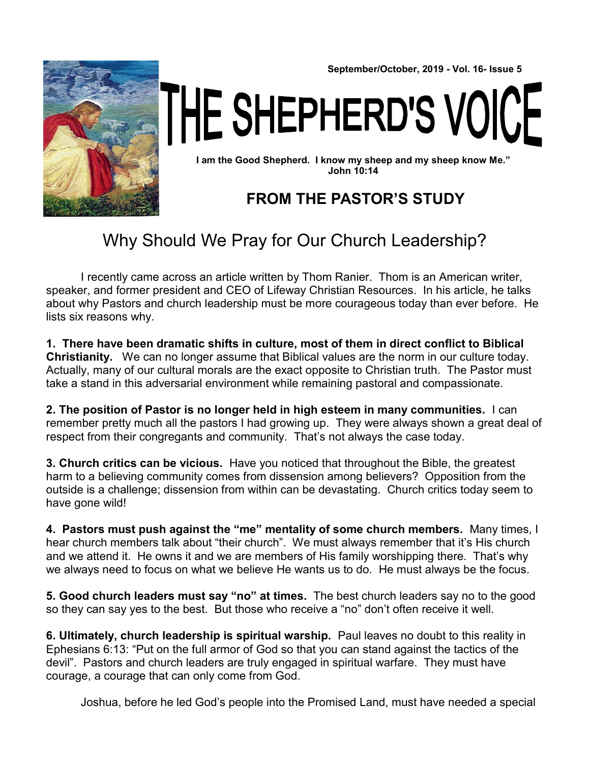September/October, 2019 - Vol. 16- Issue 5

# THE SHEPHERD'S VOICE

**I am the Good Shepherd. I know my sheep and my sheep know Me." John 10:14**

## FROM THE PASTOR'S STUDY

## Why Should We Pray for Our Church Leadership?

I recently came across an article written by Thom Ranier. Thom is an American writer, speaker, and former president and CEO of Lifeway Christian Resources. In his article, he talks about why Pastors and church leadership must be more courageous today than ever before. He lists six reasons why.

**1. There have been dramatic shifts in culture, most of them in direct conflict to Biblical Christianity.** We can no longer assume that Biblical values are the norm in our culture today. Actually, many of our cultural morals are the exact opposite to Christian truth. The Pastor must take a stand in this adversarial environment while remaining pastoral and compassionate.

**2. The position of Pastor is no longer held in high esteem in many communities.** I can remember pretty much all the pastors I had growing up. They were always shown a great deal of respect from their congregants and community. That's not always the case today.

**3. Church critics can be vicious.** Have you noticed that throughout the Bible, the greatest harm to a believing community comes from dissension among believers? Opposition from the outside is a challenge; dissension from within can be devastating. Church critics today seem to have gone wild!

**4. Pastors must push against the "me" mentality of some church members.** Many times, I hear church members talk about "their church". We must always remember that it's His church and we attend it. He owns it and we are members of His family worshipping there. That's why we always need to focus on what we believe He wants us to do. He must always be the focus.

**5. Good church leaders must say "no" at times.** The best church leaders say no to the good so they can say yes to the best. But those who receive a "no" don't often receive it well.

**6. Ultimately, church leadership is spiritual warship.** Paul leaves no doubt to this reality in Ephesians 6:13: "Put on the full armor of God so that you can stand against the tactics of the devil". Pastors and church leaders are truly engaged in spiritual warfare. They must have courage, a courage that can only come from God.

Joshua, before he led God's people into the Promised Land, must have needed a special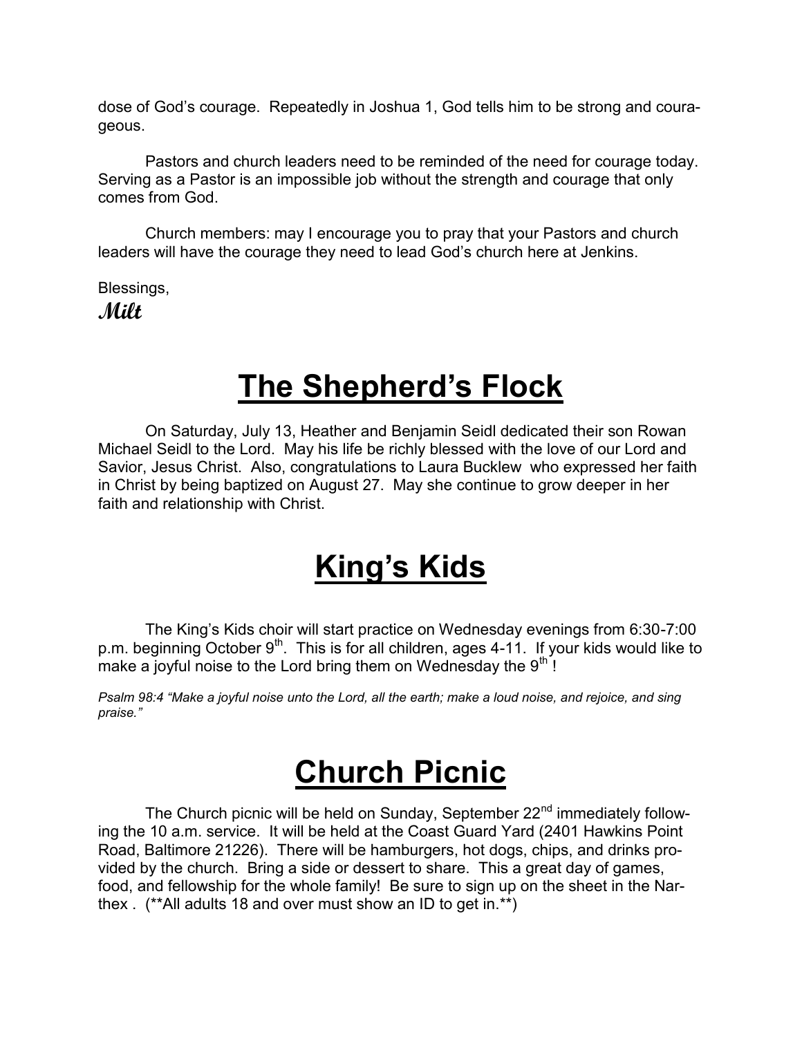dose of God's courage. Repeatedly in Joshua 1, God tells him to be strong and courageous.

Pastors and church leaders need to be reminded of the need for courage today. Serving as a Pastor is an impossible job without the strength and courage that only comes from God.

Church members: may I encourage you to pray that your Pastors and church leaders will have the courage they need to lead God's church here at Jenkins.

Blessings,

***Milt***

# The Shepherd's Flock

On Saturday, July 13, Heather and Benjamin Seidl dedicated their son Rowan Michael Seidl to the Lord. May his life be richly blessed with the love of our Lord and Savior, Jesus Christ. Also, congratulations to Laura Bucklew who expressed her faith in Christ by being baptized on August 27. May she continue to grow deeper in her faith and relationship with Christ.

# King's Kids

The King's Kids choir will start practice on Wednesday evenings from 6:30-7:00 p.m. beginning October 9th. This is for all children, ages 4-11. If your kids would like to make a joyful noise to the Lord bring them on Wednesday the 9th !

*Psalm 98:4 "Make a joyful noise unto the Lord, all the earth; make a loud noise, and rejoice, and sing praise."*

# Church Picnic

The Church picnic will be held on Sunday, September 22nd immediately following the 10 a.m. service. It will be held at the Coast Guard Yard (2401 Hawkins Point Road, Baltimore 21226). There will be hamburgers, hot dogs, chips, and drinks provided by the church. Bring a side or dessert to share. This a great day of games, food, and fellowship for the whole family! Be sure to sign up on the sheet in the Narthex . (**All adults 18 and over must show an ID to get in.**)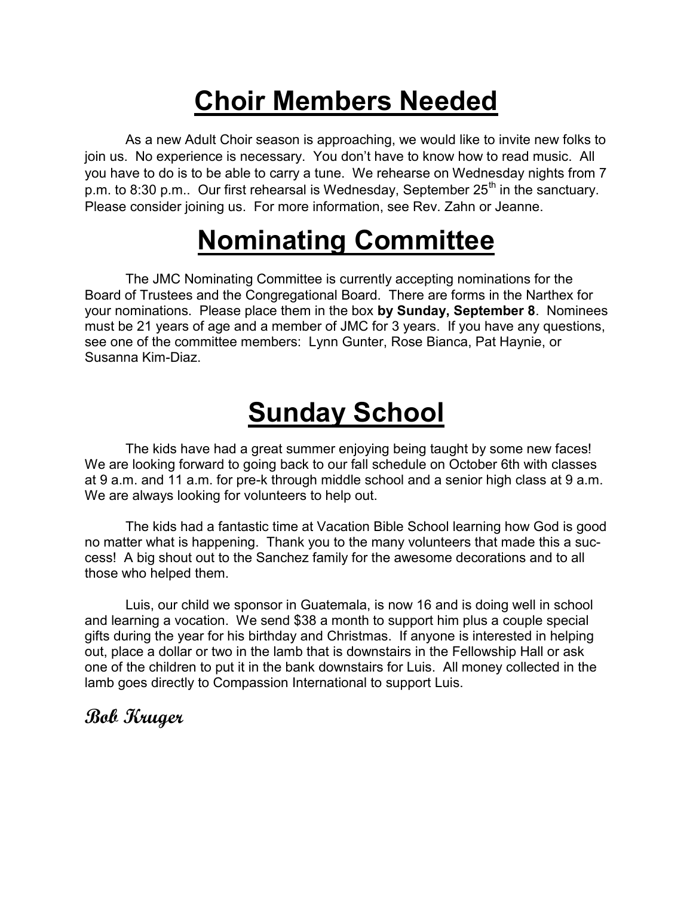# Choir Members Needed

As a new Adult Choir season is approaching, we would like to invite new folks to join us. No experience is necessary. You don't have to know how to read music. All you have to do is to be able to carry a tune. We rehearse on Wednesday nights from 7 p.m. to 8:30 p.m.. Our first rehearsal is Wednesday, September 25th in the sanctuary. Please consider joining us. For more information, see Rev. Zahn or Jeanne.

# Nominating Committee

The JMC Nominating Committee is currently accepting nominations for the Board of Trustees and the Congregational Board. There are forms in the Narthex for your nominations. Please place them in the box **by Sunday, September 8**. Nominees must be 21 years of age and a member of JMC for 3 years. If you have any questions, see one of the committee members: Lynn Gunter, Rose Bianca, Pat Haynie, or Susanna Kim-Diaz.

# Sunday School

The kids have had a great summer enjoying being taught by some new faces! We are looking forward to going back to our fall schedule on October 6th with classes at 9 a.m. and 11 a.m. for pre-k through middle school and a senior high class at 9 a.m. We are always looking for volunteers to help out.

The kids had a fantastic time at Vacation Bible School learning how God is good no matter what is happening. Thank you to the many volunteers that made this a success! A big shout out to the Sanchez family for the awesome decorations and to all those who helped them.

Luis, our child we sponsor in Guatemala, is now 16 and is doing well in school and learning a vocation. We send $38 a month to support him plus a couple special gifts during the year for his birthday and Christmas. If anyone is interested in helping out, place a dollar or two in the lamb that is downstairs in the Fellowship Hall or ask one of the children to put it in the bank downstairs for Luis. All money collected in the lamb goes directly to Compassion International to support Luis.

***Bob Kruger***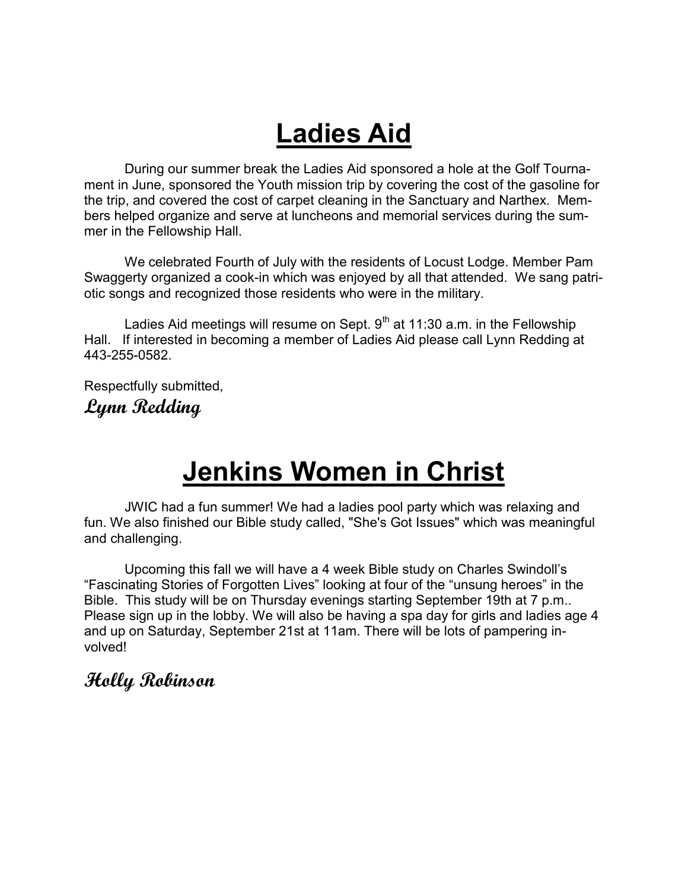# Ladies Aid

During our summer break the Ladies Aid sponsored a hole at the Golf Tournament in June, sponsored the Youth mission trip by covering the cost of the gasoline for the trip, and covered the cost of carpet cleaning in the Sanctuary and Narthex. Members helped organize and serve at luncheons and memorial services during the summer in the Fellowship Hall.

We celebrated Fourth of July with the residents of Locust Lodge. Member Pam Swaggerty organized a cook-in which was enjoyed by all that attended. We sang patriotic songs and recognized those residents who were in the military.

Ladies Aid meetings will resume on Sept. 9th at 11:30 a.m. in the Fellowship Hall. If interested in becoming a member of Ladies Aid please call Lynn Redding at 443-255-0582.

Respectfully submitted,

***Lynn Redding***

# Jenkins Women in Christ

JWIC had a fun summer! We had a ladies pool party which was relaxing and fun. We also finished our Bible study called, "She's Got Issues" which was meaningful and challenging.

Upcoming this fall we will have a 4 week Bible study on Charles Swindoll's "Fascinating Stories of Forgotten Lives" looking at four of the "unsung heroes" in the Bible. This study will be on Thursday evenings starting September 19th at 7 p.m.. Please sign up in the lobby. We will also be having a spa day for girls and ladies age 4 and up on Saturday, September 21st at 11am. There will be lots of pampering involved!

***Holly Robinson***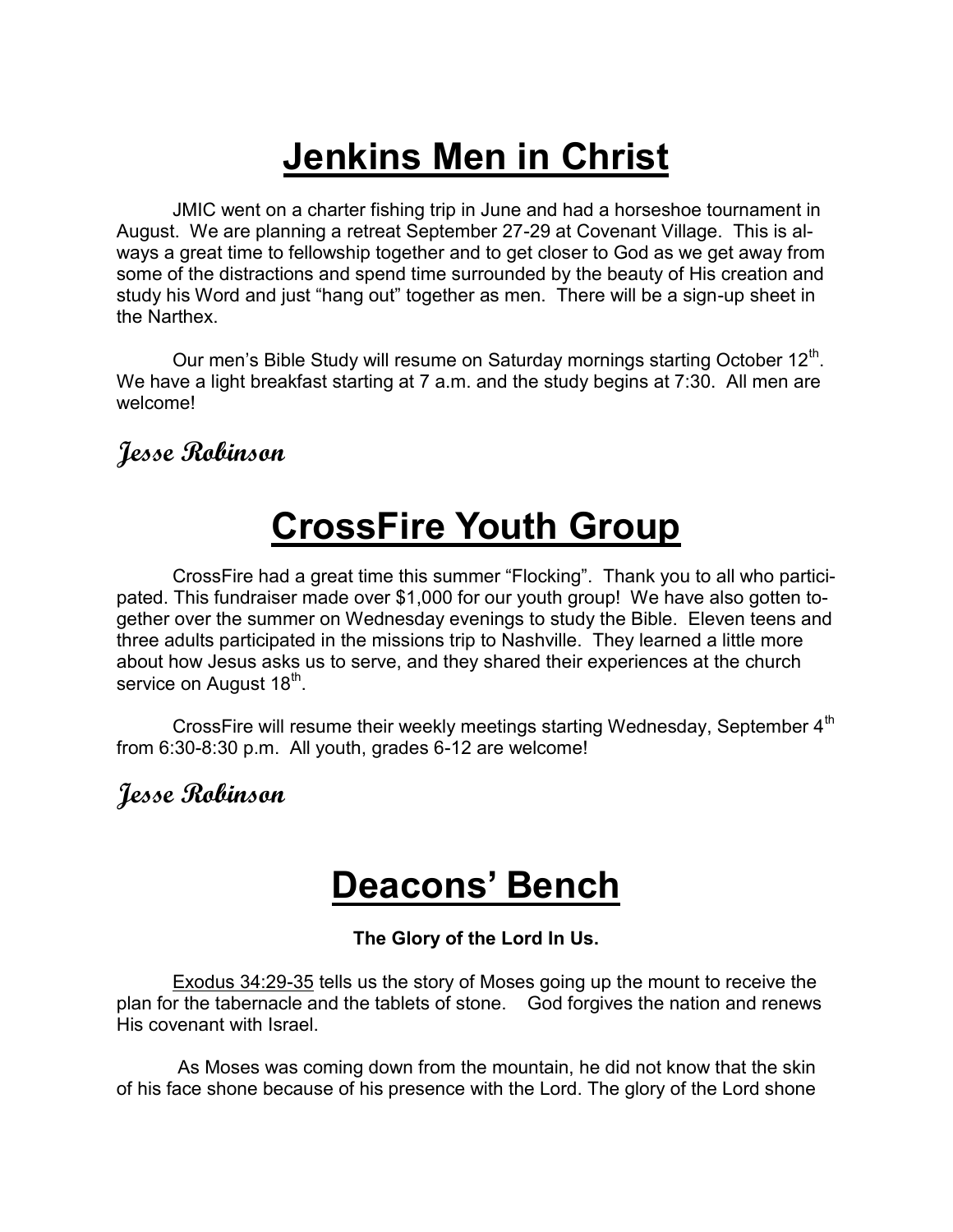# Jenkins Men in Christ

JMIC went on a charter fishing trip in June and had a horseshoe tournament in August. We are planning a retreat September 27-29 at Covenant Village. This is always a great time to fellowship together and to get closer to God as we get away from some of the distractions and spend time surrounded by the beauty of His creation and study his Word and just "hang out" together as men. There will be a sign-up sheet in the Narthex.

Our men's Bible Study will resume on Saturday mornings starting October 12th. We have a light breakfast starting at 7 a.m. and the study begins at 7:30. All men are welcome!

***Jesse Robinson***

# CrossFire Youth Group

CrossFire had a great time this summer "Flocking". Thank you to all who participated. This fundraiser made over $1,000 for our youth group! We have also gotten together over the summer on Wednesday evenings to study the Bible. Eleven teens and three adults participated in the missions trip to Nashville. They learned a little more about how Jesus asks us to serve, and they shared their experiences at the church service on August 18th.

CrossFire will resume their weekly meetings starting Wednesday, September 4th from 6:30-8:30 p.m. All youth, grades 6-12 are welcome!

***Jesse Robinson***

# Deacons' Bench

**The Glory of the Lord In Us.**

Exodus 34:29-35 tells us the story of Moses going up the mount to receive the plan for the tabernacle and the tablets of stone. God forgives the nation and renews His covenant with Israel.

As Moses was coming down from the mountain, he did not know that the skin of his face shone because of his presence with the Lord. The glory of the Lord shone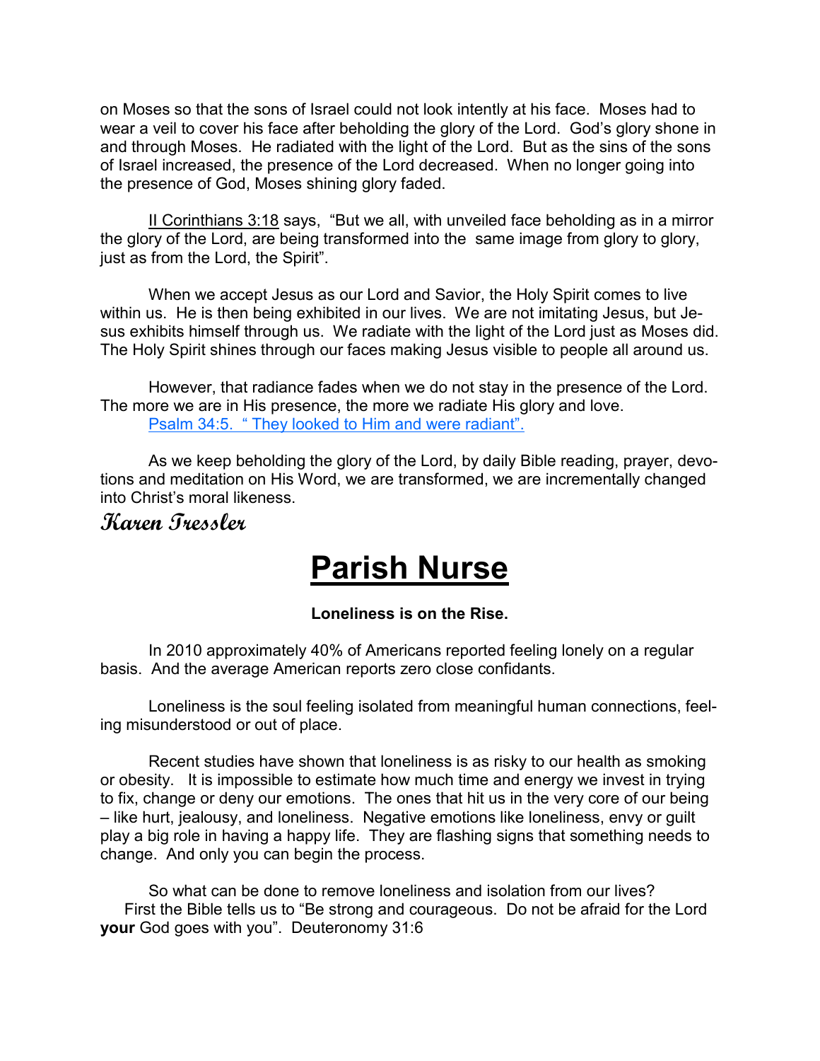on Moses so that the sons of Israel could not look intently at his face. Moses had to wear a veil to cover his face after beholding the glory of the Lord. God's glory shone in and through Moses. He radiated with the light of the Lord. But as the sins of the sons of Israel increased, the presence of the Lord decreased. When no longer going into the presence of God, Moses shining glory faded.

II Corinthians 3:18 says, "But we all, with unveiled face beholding as in a mirror the glory of the Lord, are being transformed into the same image from glory to glory, just as from the Lord, the Spirit".

When we accept Jesus as our Lord and Savior, the Holy Spirit comes to live within us. He is then being exhibited in our lives. We are not imitating Jesus, but Jesus exhibits himself through us. We radiate with the light of the Lord just as Moses did. The Holy Spirit shines through our faces making Jesus visible to people all around us.

However, that radiance fades when we do not stay in the presence of the Lord. The more we are in His presence, the more we radiate His glory and love.
Psalm 34:5. " They looked to Him and were radiant".

As we keep beholding the glory of the Lord, by daily Bible reading, prayer, devotions and meditation on His Word, we are transformed, we are incrementally changed into Christ's moral likeness.

**Karen Tressler**

# Parish Nurse

**Loneliness is on the Rise.**

In 2010 approximately 40% of Americans reported feeling lonely on a regular basis. And the average American reports zero close confidants.

Loneliness is the soul feeling isolated from meaningful human connections, feeling misunderstood or out of place.

Recent studies have shown that loneliness is as risky to our health as smoking or obesity. It is impossible to estimate how much time and energy we invest in trying to fix, change or deny our emotions. The ones that hit us in the very core of our being – like hurt, jealousy, and loneliness. Negative emotions like loneliness, envy or guilt play a big role in having a happy life. They are flashing signs that something needs to change. And only you can begin the process.

So what can be done to remove loneliness and isolation from our lives?
First the Bible tells us to "Be strong and courageous. Do not be afraid for the Lord **your** God goes with you". Deuteronomy 31:6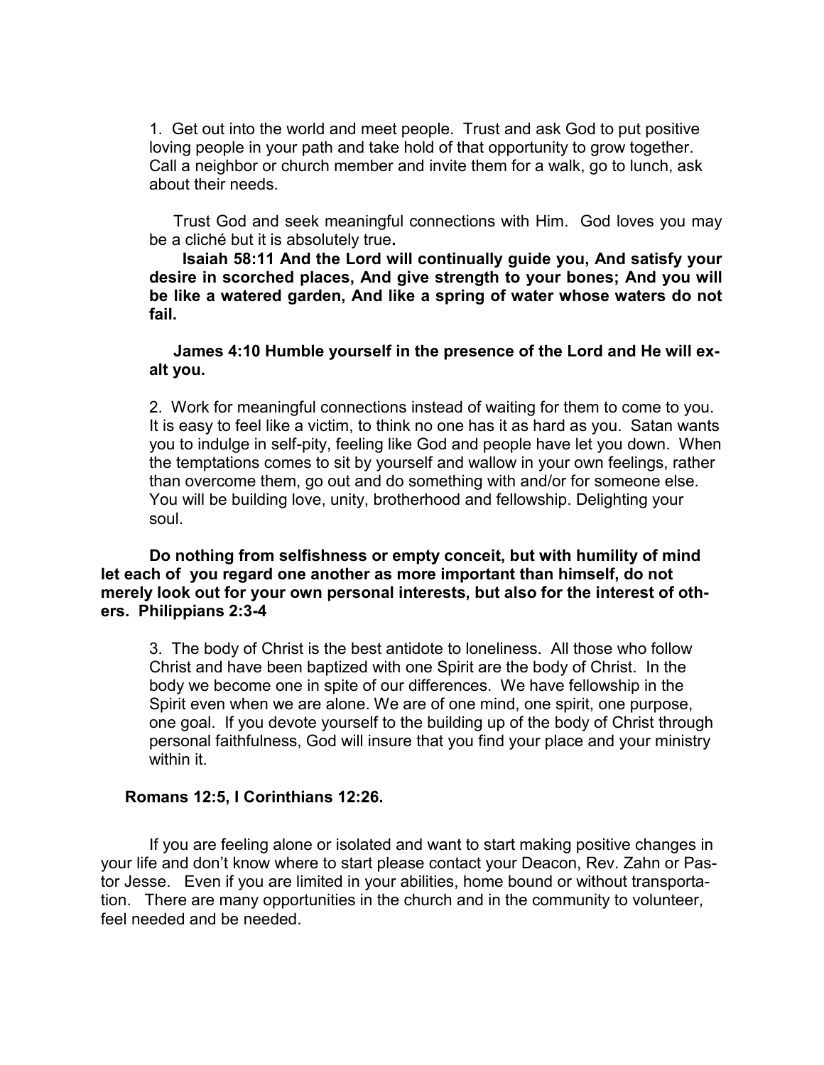1. Get out into the world and meet people. Trust and ask God to put positive loving people in your path and take hold of that opportunity to grow together. Call a neighbor or church member and invite them for a walk, go to lunch, ask about their needs.

Trust God and seek meaningful connections with Him. God loves you may be a cliché but it is absolutely true**.**

**Isaiah 58:11 And the Lord will continually guide you, And satisfy your desire in scorched places, And give strength to your bones; And you will be like a watered garden, And like a spring of water whose waters do not fail.**

**James 4:10 Humble yourself in the presence of the Lord and He will exalt you.**

2. Work for meaningful connections instead of waiting for them to come to you. It is easy to feel like a victim, to think no one has it as hard as you. Satan wants you to indulge in self-pity, feeling like God and people have let you down. When the temptations comes to sit by yourself and wallow in your own feelings, rather than overcome them, go out and do something with and/or for someone else. You will be building love, unity, brotherhood and fellowship. Delighting your soul.

**Do nothing from selfishness or empty conceit, but with humility of mind let each of you regard one another as more important than himself, do not merely look out for your own personal interests, but also for the interest of others. Philippians 2:3-4**

3. The body of Christ is the best antidote to loneliness. All those who follow Christ and have been baptized with one Spirit are the body of Christ. In the body we become one in spite of our differences. We have fellowship in the Spirit even when we are alone. We are of one mind, one spirit, one purpose, one goal. If you devote yourself to the building up of the body of Christ through personal faithfulness, God will insure that you find your place and your ministry within it.

**Romans 12:5, I Corinthians 12:26.**

If you are feeling alone or isolated and want to start making positive changes in your life and don't know where to start please contact your Deacon, Rev. Zahn or Pastor Jesse. Even if you are limited in your abilities, home bound or without transportation. There are many opportunities in the church and in the community to volunteer, feel needed and be needed.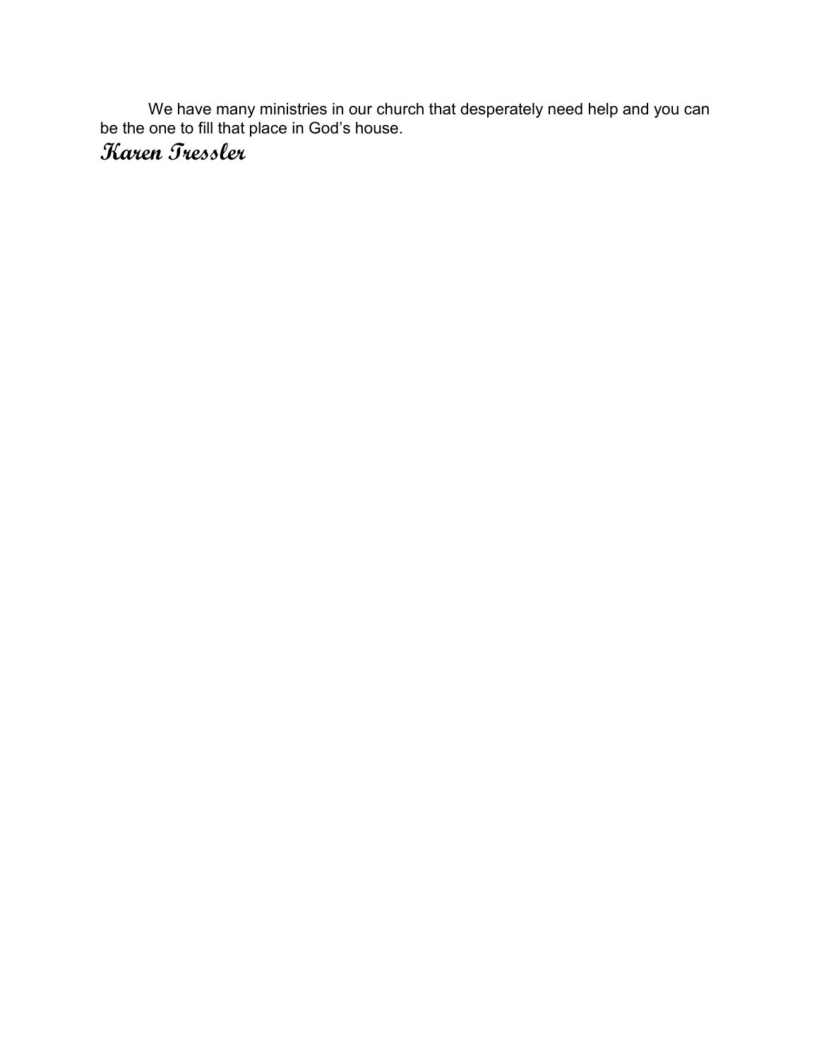We have many ministries in our church that desperately need help and you can be the one to fill that place in God's house.

**Karen Tressler**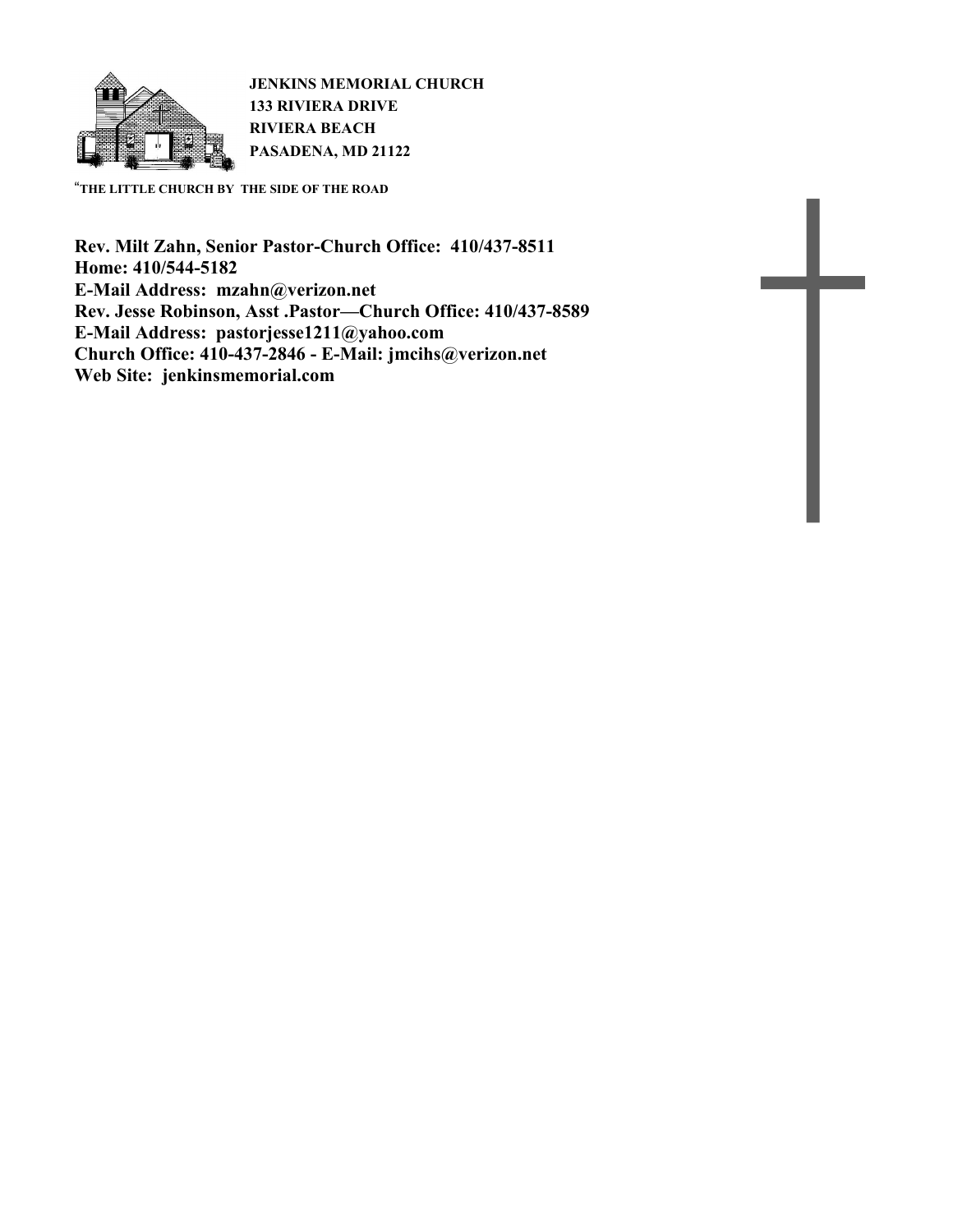**JENKINS MEMORIAL CHURCH**
**133 RIVIERA DRIVE**
**RIVIERA BEACH**
**PASADENA, MD 21122**

"**THE LITTLE CHURCH BY THE SIDE OF THE ROAD**

**Rev. Milt Zahn, Senior Pastor-Church Office: 410/437-8511**
**Home: 410/544-5182**
**E-Mail Address: mzahn@verizon.net**
**Rev. Jesse Robinson, Asst .Pastor—Church Office: 410/437-8589**
**E-Mail Address: pastorjesse1211@yahoo.com**
**Church Office: 410-437-2846 - E-Mail: jmcihs@verizon.net**
**Web Site: jenkinsmemorial.com**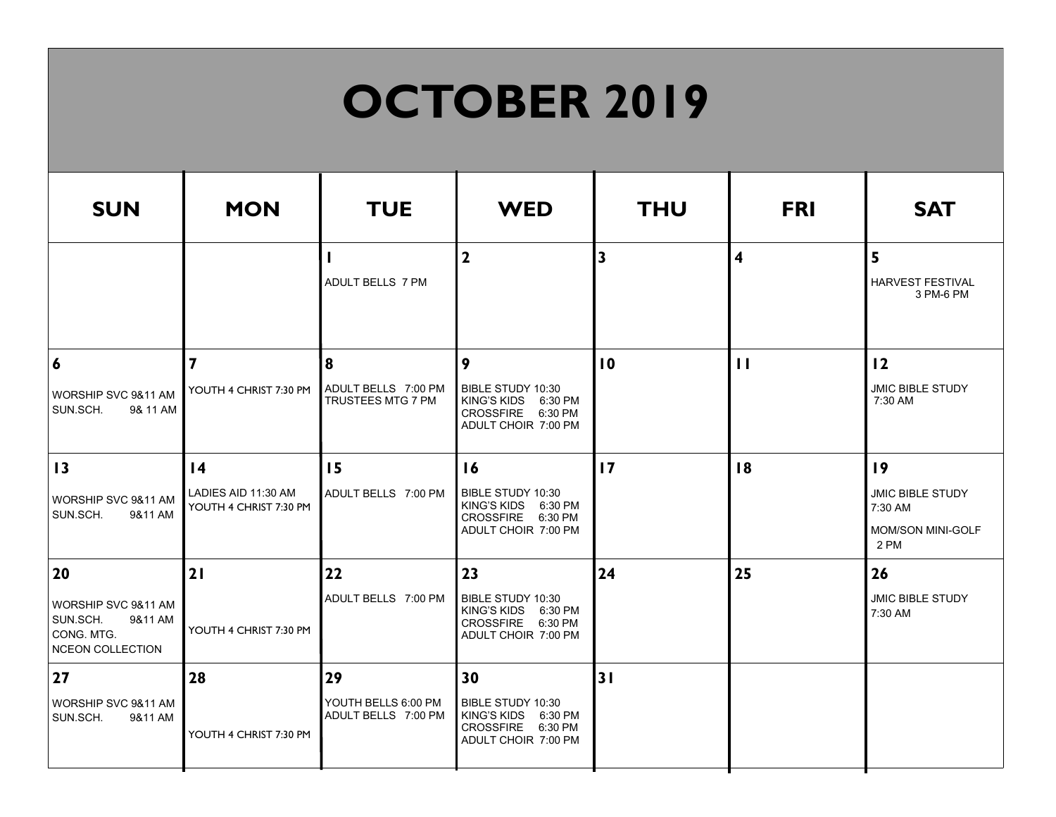# OCTOBER 2019

| SUN | MON | TUE | WED | THU | FRI | SAT |
|---|---|---|---|---|---|---|
| | | **1**<br>ADULT BELLS 7 PM | **2** | **3** | **4** | **5**<br>HARVEST FESTIVAL 3 PM-6 PM |
| **6**<br>WORSHIP SVC 9&11 AM<br>SUN.SCH. 9& 11 AM | **7**<br>YOUTH 4 CHRIST 7:30 PM | **8**<br>ADULT BELLS 7:00 PM<br>TRUSTEES MTG 7 PM | **9**<br>BIBLE STUDY 10:30<br>KING'S KIDS 6:30 PM<br>CROSSFIRE 6:30 PM<br>ADULT CHOIR 7:00 PM | **10** | **11** | **12**<br>JMIC BIBLE STUDY 7:30 AM |
| **13**<br>WORSHIP SVC 9&11 AM<br>SUN.SCH. 9&11 AM | **14**<br>LADIES AID 11:30 AM<br>YOUTH 4 CHRIST 7:30 PM | **15**<br>ADULT BELLS 7:00 PM | **16**<br>BIBLE STUDY 10:30<br>KING'S KIDS 6:30 PM<br>CROSSFIRE 6:30 PM<br>ADULT CHOIR 7:00 PM | **17** | **18** | **19**<br>JMIC BIBLE STUDY 7:30 AM<br>MOM/SON MINI-GOLF 2 PM |
| **20**<br>WORSHIP SVC 9&11 AM<br>SUN.SCH. 9&11 AM<br>CONG. MTG.<br>NCEON COLLECTION | **21**<br>YOUTH 4 CHRIST 7:30 PM | **22**<br>ADULT BELLS 7:00 PM | **23**<br>BIBLE STUDY 10:30<br>KING'S KIDS 6:30 PM<br>CROSSFIRE 6:30 PM<br>ADULT CHOIR 7:00 PM | **24** | **25** | **26**<br>JMIC BIBLE STUDY 7:30 AM |
| **27**<br>WORSHIP SVC 9&11 AM<br>SUN.SCH. 9&11 AM | **28**<br>YOUTH 4 CHRIST 7:30 PM | **29**<br>YOUTH BELLS 6:00 PM<br>ADULT BELLS 7:00 PM | **30**<br>BIBLE STUDY 10:30<br>KING'S KIDS 6:30 PM<br>CROSSFIRE 6:30 PM<br>ADULT CHOIR 7:00 PM | **31** | | |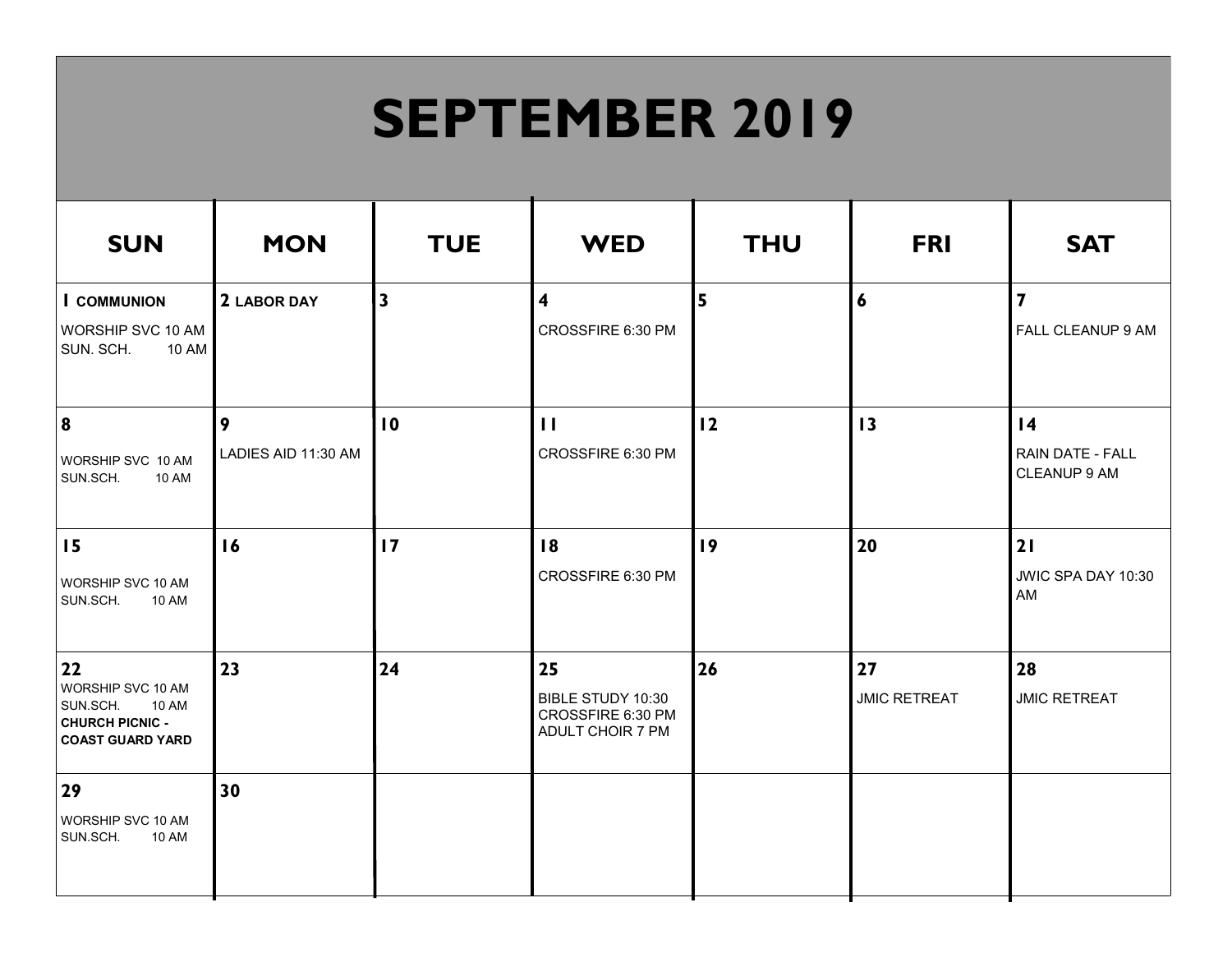# SEPTEMBER 2019

| SUN | MON | TUE | WED | THU | FRI | SAT |
|---|---|---|---|---|---|---|
| **1 COMMUNION**<br>WORSHIP SVC 10 AM<br>SUN. SCH. 10 AM | **2 LABOR DAY** | **3** | **4**<br>CROSSFIRE 6:30 PM | **5** | **6** | **7**<br>FALL CLEANUP 9 AM |
| **8**<br>WORSHIP SVC 10 AM<br>SUN.SCH. 10 AM | **9**<br>LADIES AID 11:30 AM | **10** | **11**<br>CROSSFIRE 6:30 PM | **12** | **13** | **14**<br>RAIN DATE - FALL CLEANUP 9 AM |
| **15**<br>WORSHIP SVC 10 AM<br>SUN.SCH. 10 AM | **16** | **17** | **18**<br>CROSSFIRE 6:30 PM | **19** | **20** | **21**<br>JWIC SPA DAY 10:30 AM |
| **22**<br>WORSHIP SVC 10 AM<br>SUN.SCH. 10 AM<br>**CHURCH PICNIC - COAST GUARD YARD** | **23** | **24** | **25**<br>BIBLE STUDY 10:30<br>CROSSFIRE 6:30 PM<br>ADULT CHOIR 7 PM | **26** | **27**<br>JMIC RETREAT | **28**<br>JMIC RETREAT |
| **29**<br>WORSHIP SVC 10 AM<br>SUN.SCH. 10 AM | **30** | | | | | |